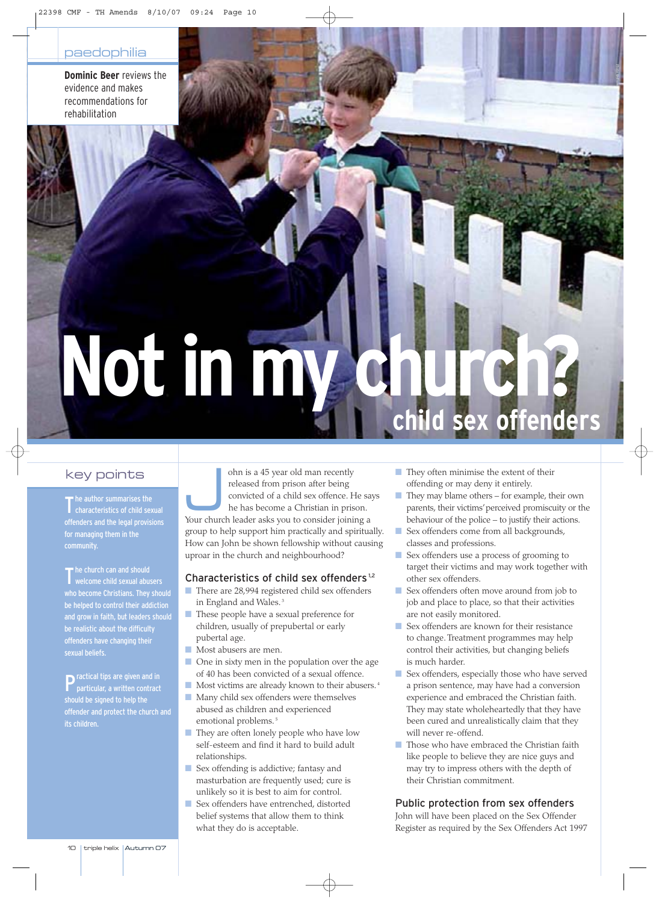paedophilia

**Dominic Beer** reviews the evidence and makes recommendations for rehabilitation

# Not in my church?

## child sex offenders

## key points

The author summarises the characteristics of child sexual offenders and the legal provisions for managing them in the community.

The church can and should welcome child sexual abusers who become Christians. They should be helped to control their addiction and grow in faith, but leaders should be realistic about the difficulty offenders have changing their sexual beliefs.

Practical tips are given and in particular, a written contract should be signed to help the offender and protect the church and its children.

John is a 45 year old man recently released from prison after being convicted of a child sex offence. He says he has become a Christian in prison. Your church leader asks you to consider joining a group to help support him practically and spiritually. How can John be shown fellowship without causing uproar in the church and neighbourhood?

### Characteristics of child sex offenders[1,2]

- There are 28,994 registered child sex offenders in England and Wales.[3]
- These people have a sexual preference for children, usually of prepubertal or early pubertal age.
- Most abusers are men.
- One in sixty men in the population over the age of 40 has been convicted of a sexual offence.
- Most victims are already known to their abusers.[4]
- Many child sex offenders were themselves abused as children and experienced emotional problems.[5]
- They are often lonely people who have low self-esteem and find it hard to build adult relationships.
- Sex offending is addictive; fantasy and masturbation are frequently used; cure is unlikely so it is best to aim for control.
- Sex offenders have entrenched, distorted belief systems that allow them to think what they do is acceptable.
- They often minimise the extent of their offending or may deny it entirely.
- They may blame others – for example, their own parents, their victims' perceived promiscuity or the behaviour of the police – to justify their actions.
- Sex offenders come from all backgrounds, classes and professions.
- Sex offenders use a process of grooming to target their victims and may work together with other sex offenders.
- Sex offenders often move around from job to job and place to place, so that their activities are not easily monitored.
- Sex offenders are known for their resistance to change. Treatment programmes may help control their activities, but changing beliefs is much harder.
- Sex offenders, especially those who have served a prison sentence, may have had a conversion experience and embraced the Christian faith. They may state wholeheartedly that they have been cured and unrealistically claim that they will never re-offend.
- Those who have embraced the Christian faith like people to believe they are nice guys and may try to impress others with the depth of their Christian commitment.

### Public protection from sex offenders

John will have been placed on the Sex Offender Register as required by the Sex Offenders Act 1997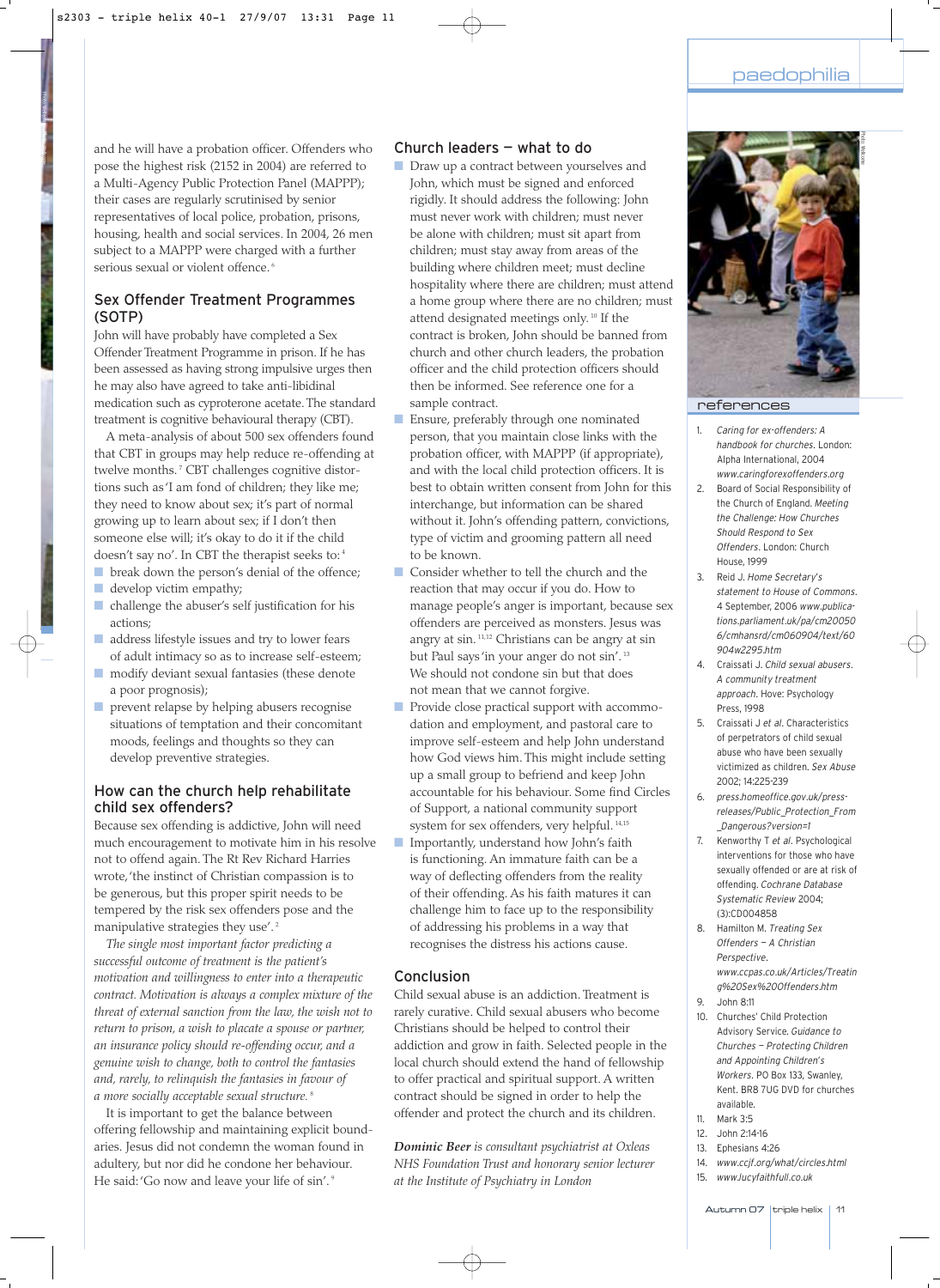and he will have a probation officer. Offenders who pose the highest risk (2152 in 2004) are referred to a Multi-Agency Public Protection Panel (MAPPP); their cases are regularly scrutinised by senior representatives of local police, probation, prisons, housing, health and social services. In 2004, 26 men subject to a MAPPP were charged with a further serious sexual or violent offence.[6]

### Sex Offender Treatment Programmes (SOTP)

John will have probably have completed a Sex Offender Treatment Programme in prison. If he has been assessed as having strong impulsive urges then he may also have agreed to take anti-libidinal medication such as cyproterone acetate. The standard treatment is cognitive behavioural therapy (CBT).

A meta-analysis of about 500 sex offenders found that CBT in groups may help reduce re-offending at twelve months.[7] CBT challenges cognitive distortions such as 'I am fond of children; they like me; they need to know about sex; it's part of normal growing up to learn about sex; if I don't then someone else will; it's okay to do it if the child doesn't say no'. In CBT the therapist seeks to:[4]

- break down the person's denial of the offence;
- develop victim empathy;
- challenge the abuser's self justification for his actions;
- address lifestyle issues and try to lower fears of adult intimacy so as to increase self-esteem;
- modify deviant sexual fantasies (these denote a poor prognosis);
- prevent relapse by helping abusers recognise situations of temptation and their concomitant moods, feelings and thoughts so they can develop preventive strategies.

### How can the church help rehabilitate child sex offenders?

Because sex offending is addictive, John will need much encouragement to motivate him in his resolve not to offend again. The Rt Rev Richard Harries wrote, 'the instinct of Christian compassion is to be generous, but this proper spirit needs to be tempered by the risk sex offenders pose and the manipulative strategies they use'.[2]

*The single most important factor predicting a successful outcome of treatment is the patient's motivation and willingness to enter into a therapeutic contract. Motivation is always a complex mixture of the threat of external sanction from the law, the wish not to return to prison, a wish to placate a spouse or partner, an insurance policy should re-offending occur, and a genuine wish to change, both to control the fantasies and, rarely, to relinquish the fantasies in favour of a more socially acceptable sexual structure.*[8]

It is important to get the balance between offering fellowship and maintaining explicit boundaries. Jesus did not condemn the woman found in adultery, but nor did he condone her behaviour. He said: 'Go now and leave your life of sin'.[9]

### Church leaders – what to do

- Draw up a contract between yourselves and John, which must be signed and enforced rigidly. It should address the following: John must never work with children; must never be alone with children; must sit apart from children; must stay away from areas of the building where children meet; must decline hospitality where there are children; must attend a home group where there are no children; must attend designated meetings only.[10] If the contract is broken, John should be banned from church and other church leaders, the probation officer and the child protection officers should then be informed. See reference one for a sample contract.
- Ensure, preferably through one nominated person, that you maintain close links with the probation officer, with MAPPP (if appropriate), and with the local child protection officers. It is best to obtain written consent from John for this interchange, but information can be shared without it. John's offending pattern, convictions, type of victim and grooming pattern all need to be known.
- Consider whether to tell the church and the reaction that may occur if you do. How to manage people's anger is important, because sex offenders are perceived as monsters. Jesus was angry at sin.[11,12] Christians can be angry at sin but Paul says 'in your anger do not sin'.[13] We should not condone sin but that does not mean that we cannot forgive.
- Provide close practical support with accommodation and employment, and pastoral care to improve self-esteem and help John understand how God views him. This might include setting up a small group to befriend and keep John accountable for his behaviour. Some find Circles of Support, a national community support system for sex offenders, very helpful.[14,15]
- Importantly, understand how John's faith is functioning. An immature faith can be a way of deflecting offenders from the reality of their offending. As his faith matures it can challenge him to face up to the responsibility of addressing his problems in a way that recognises the distress his actions cause.

### Conclusion

Child sexual abuse is an addiction. Treatment is rarely curative. Child sexual abusers who become Christians should be helped to control their addiction and grow in faith. Selected people in the local church should extend the hand of fellowship to offer practical and spiritual support. A written contract should be signed in order to help the offender and protect the church and its children.

***Dominic Beer*** *is consultant psychiatrist at Oxleas NHS Foundation Trust and honorary senior lecturer at the Institute of Psychiatry in London*

## references

1. *Caring for ex-offenders: A handbook for churches*. London: Alpha International, 2004 *www.caringforexoffenders.org*
2. Board of Social Responsibility of the Church of England. *Meeting the Challenge: How Churches Should Respond to Sex Offenders*. London: Church House, 1999
3. Reid J. *Home Secretary's statement to House of Commons*. 4 September, 2006 *www.publications.parliament.uk/pa/cm200506/cmhansrd/cm060904/text/60904w2295.htm*
4. Craissati J. *Child sexual abusers. A community treatment approach*. Hove: Psychology Press, 1998
5. Craissati J *et al*. Characteristics of perpetrators of child sexual abuse who have been sexually victimized as children. *Sex Abuse* 2002; 14:225-239
6. *press.homeoffice.gov.uk/press-releases/Public_Protection_From_Dangerous?version=1*
7. Kenworthy T *et al*. Psychological interventions for those who have sexually offended or are at risk of offending. *Cochrane Database Systematic Review* 2004; (3):CD004858
8. Hamilton M. *Treating Sex Offenders – A Christian Perspective*. *www.ccpas.co.uk/Articles/Treating%20Sex%20Offenders.htm*
9. John 8:11
10. Churches' Child Protection Advisory Service. *Guidance to Churches – Protecting Children and Appointing Children's Workers*. PO Box 133, Swanley, Kent. BR8 7UG DVD for churches available.
11. Mark 3:5
12. John 2:14-16
13. Ephesians 4:26
14. *www.ccjf.org/what/circles.html*
15. *www.lucyfaithfull.co.uk*